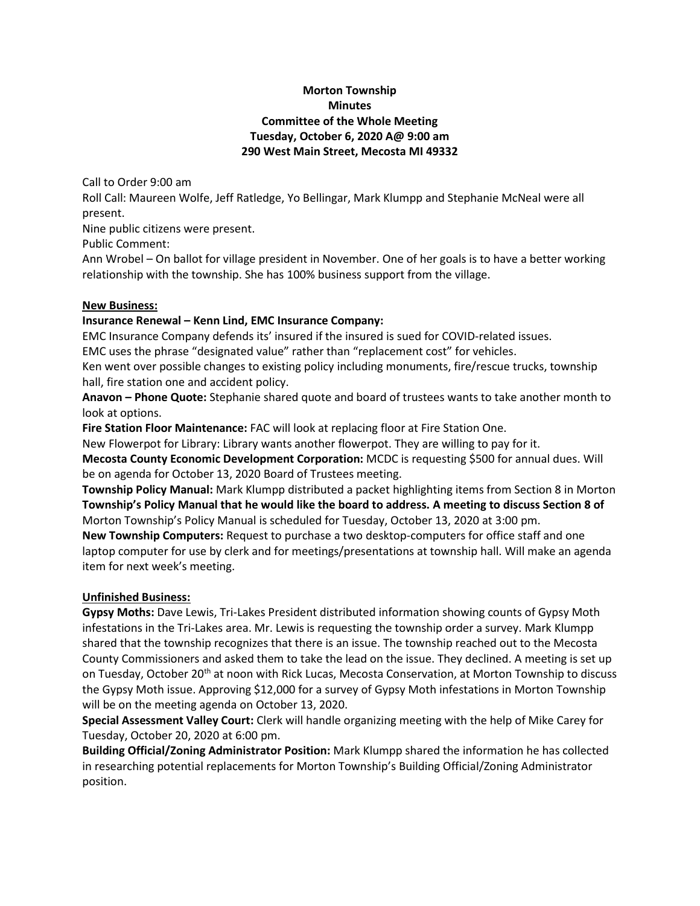**Morton Township**
**Minutes**
**Committee of the Whole Meeting**
**Tuesday, October 6, 2020 A@ 9:00 am**
**290 West Main Street, Mecosta MI 49332**

Call to Order 9:00 am

Roll Call: Maureen Wolfe, Jeff Ratledge, Yo Bellingar, Mark Klumpp and Stephanie McNeal were all present.

Nine public citizens were present.

Public Comment:

Ann Wrobel – On ballot for village president in November. One of her goals is to have a better working relationship with the township. She has 100% business support from the village.

**New Business:**

**Insurance Renewal – Kenn Lind, EMC Insurance Company:**

EMC Insurance Company defends its' insured if the insured is sued for COVID-related issues.

EMC uses the phrase "designated value" rather than "replacement cost" for vehicles.

Ken went over possible changes to existing policy including monuments, fire/rescue trucks, township hall, fire station one and accident policy.

**Anavon – Phone Quote:** Stephanie shared quote and board of trustees wants to take another month to look at options.

**Fire Station Floor Maintenance:** FAC will look at replacing floor at Fire Station One.

New Flowerpot for Library: Library wants another flowerpot. They are willing to pay for it.

**Mecosta County Economic Development Corporation:** MCDC is requesting $500 for annual dues. Will be on agenda for October 13, 2020 Board of Trustees meeting.

**Township Policy Manual:** Mark Klumpp distributed a packet highlighting items from Section 8 in Morton **Township's Policy Manual that he would like the board to address. A meeting to discuss Section 8 of** Morton Township's Policy Manual is scheduled for Tuesday, October 13, 2020 at 3:00 pm.

**New Township Computers:** Request to purchase a two desktop-computers for office staff and one laptop computer for use by clerk and for meetings/presentations at township hall. Will make an agenda item for next week's meeting.

**Unfinished Business:**

**Gypsy Moths:** Dave Lewis, Tri-Lakes President distributed information showing counts of Gypsy Moth infestations in the Tri-Lakes area. Mr. Lewis is requesting the township order a survey. Mark Klumpp shared that the township recognizes that there is an issue. The township reached out to the Mecosta County Commissioners and asked them to take the lead on the issue. They declined. A meeting is set up on Tuesday, October 20th at noon with Rick Lucas, Mecosta Conservation, at Morton Township to discuss the Gypsy Moth issue. Approving $12,000 for a survey of Gypsy Moth infestations in Morton Township will be on the meeting agenda on October 13, 2020.

**Special Assessment Valley Court:** Clerk will handle organizing meeting with the help of Mike Carey for Tuesday, October 20, 2020 at 6:00 pm.

**Building Official/Zoning Administrator Position:** Mark Klumpp shared the information he has collected in researching potential replacements for Morton Township's Building Official/Zoning Administrator position.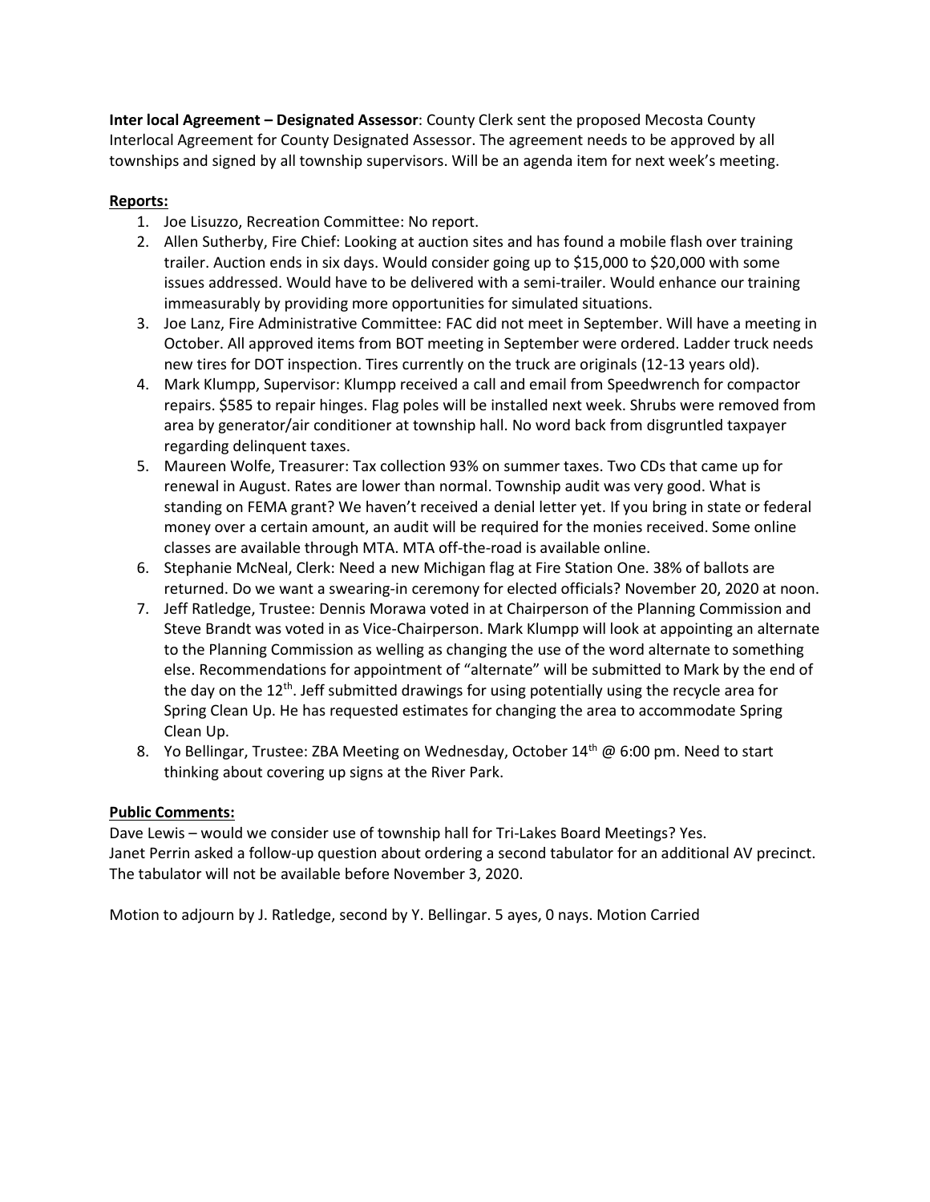**Inter local Agreement – Designated Assessor**: County Clerk sent the proposed Mecosta County Interlocal Agreement for County Designated Assessor. The agreement needs to be approved by all townships and signed by all township supervisors. Will be an agenda item for next week's meeting.

**Reports:**

1. Joe Lisuzzo, Recreation Committee: No report.
2. Allen Sutherby, Fire Chief: Looking at auction sites and has found a mobile flash over training trailer. Auction ends in six days. Would consider going up to $15,000 to $20,000 with some issues addressed. Would have to be delivered with a semi-trailer. Would enhance our training immeasurably by providing more opportunities for simulated situations.
3. Joe Lanz, Fire Administrative Committee: FAC did not meet in September. Will have a meeting in October. All approved items from BOT meeting in September were ordered. Ladder truck needs new tires for DOT inspection. Tires currently on the truck are originals (12-13 years old).
4. Mark Klumpp, Supervisor: Klumpp received a call and email from Speedwrench for compactor repairs. $585 to repair hinges. Flag poles will be installed next week. Shrubs were removed from area by generator/air conditioner at township hall. No word back from disgruntled taxpayer regarding delinquent taxes.
5. Maureen Wolfe, Treasurer: Tax collection 93% on summer taxes. Two CDs that came up for renewal in August. Rates are lower than normal. Township audit was very good. What is standing on FEMA grant? We haven't received a denial letter yet. If you bring in state or federal money over a certain amount, an audit will be required for the monies received. Some online classes are available through MTA. MTA off-the-road is available online.
6. Stephanie McNeal, Clerk: Need a new Michigan flag at Fire Station One. 38% of ballots are returned. Do we want a swearing-in ceremony for elected officials? November 20, 2020 at noon.
7. Jeff Ratledge, Trustee: Dennis Morawa voted in at Chairperson of the Planning Commission and Steve Brandt was voted in as Vice-Chairperson. Mark Klumpp will look at appointing an alternate to the Planning Commission as welling as changing the use of the word alternate to something else. Recommendations for appointment of "alternate" will be submitted to Mark by the end of the day on the 12th. Jeff submitted drawings for using potentially using the recycle area for Spring Clean Up. He has requested estimates for changing the area to accommodate Spring Clean Up.
8. Yo Bellingar, Trustee: ZBA Meeting on Wednesday, October 14th @ 6:00 pm. Need to start thinking about covering up signs at the River Park.

**Public Comments:**

Dave Lewis – would we consider use of township hall for Tri-Lakes Board Meetings? Yes.
Janet Perrin asked a follow-up question about ordering a second tabulator for an additional AV precinct. The tabulator will not be available before November 3, 2020.

Motion to adjourn by J. Ratledge, second by Y. Bellingar. 5 ayes, 0 nays. Motion Carried